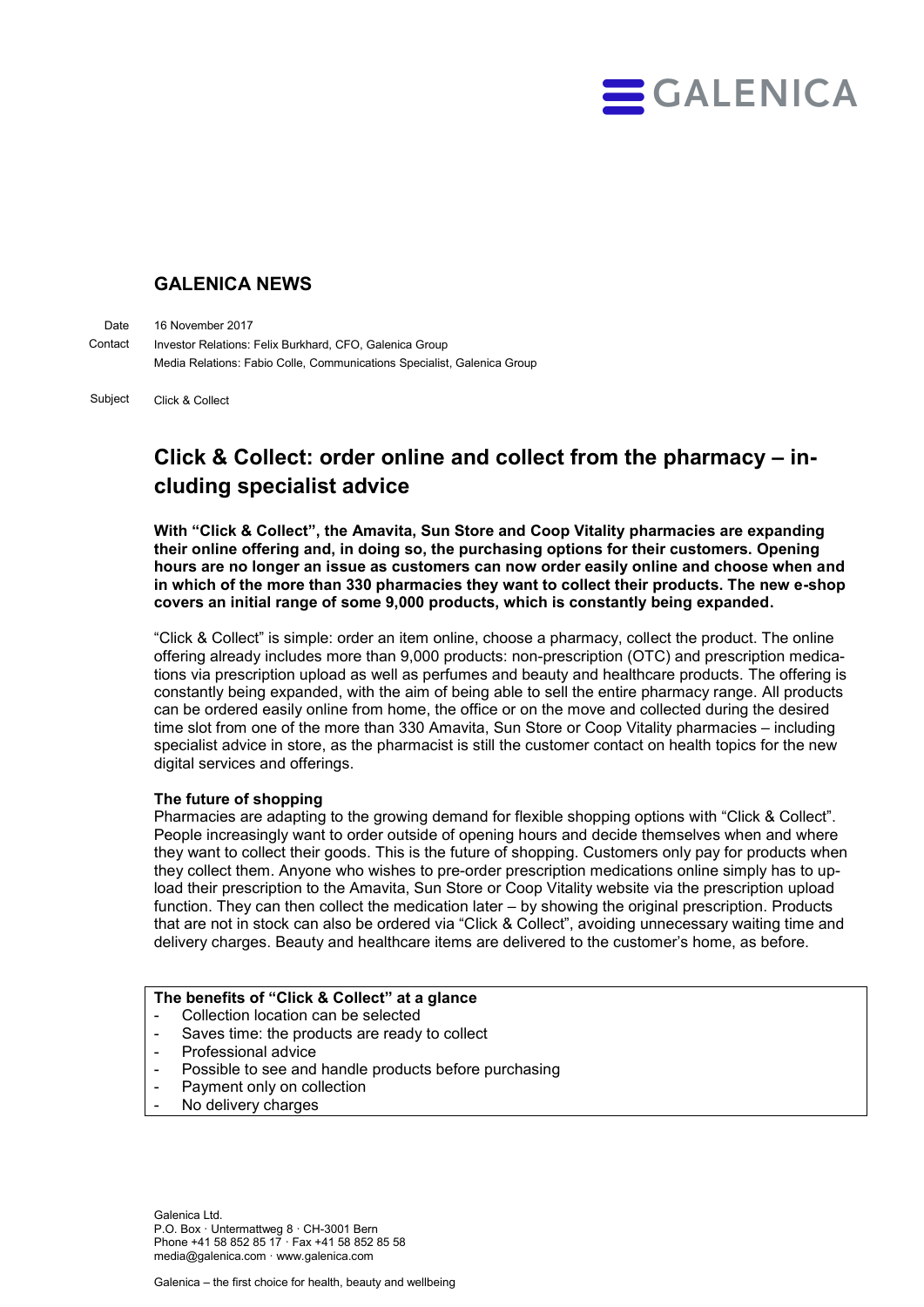GALENICA

## GALENICA NEWS

Date 16 November 2017

Contact Investor Relations: Felix Burkhard, CFO, Galenica Group
Media Relations: Fabio Colle, Communications Specialist, Galenica Group

Subject Click & Collect

# Click & Collect: order online and collect from the pharmacy – including specialist advice

**With "Click & Collect", the Amavita, Sun Store and Coop Vitality pharmacies are expanding their online offering and, in doing so, the purchasing options for their customers. Opening hours are no longer an issue as customers can now order easily online and choose when and in which of the more than 330 pharmacies they want to collect their products. The new e-shop covers an initial range of some 9,000 products, which is constantly being expanded.**

"Click & Collect" is simple: order an item online, choose a pharmacy, collect the product. The online offering already includes more than 9,000 products: non-prescription (OTC) and prescription medications via prescription upload as well as perfumes and beauty and healthcare products. The offering is constantly being expanded, with the aim of being able to sell the entire pharmacy range. All products can be ordered easily online from home, the office or on the move and collected during the desired time slot from one of the more than 330 Amavita, Sun Store or Coop Vitality pharmacies – including specialist advice in store, as the pharmacist is still the customer contact on health topics for the new digital services and offerings.

**The future of shopping**

Pharmacies are adapting to the growing demand for flexible shopping options with "Click & Collect". People increasingly want to order outside of opening hours and decide themselves when and where they want to collect their goods. This is the future of shopping. Customers only pay for products when they collect them. Anyone who wishes to pre-order prescription medications online simply has to upload their prescription to the Amavita, Sun Store or Coop Vitality website via the prescription upload function. They can then collect the medication later – by showing the original prescription. Products that are not in stock can also be ordered via "Click & Collect", avoiding unnecessary waiting time and delivery charges. Beauty and healthcare items are delivered to the customer's home, as before.

**The benefits of "Click & Collect" at a glance**

- Collection location can be selected
- Saves time: the products are ready to collect
- Professional advice
- Possible to see and handle products before purchasing
- Payment only on collection
- No delivery charges

Galenica Ltd.
P.O. Box · Untermattweg 8 · CH-3001 Bern
Phone +41 58 852 85 17 · Fax +41 58 852 85 58
media@galenica.com · www.galenica.com

Galenica – the first choice for health, beauty and wellbeing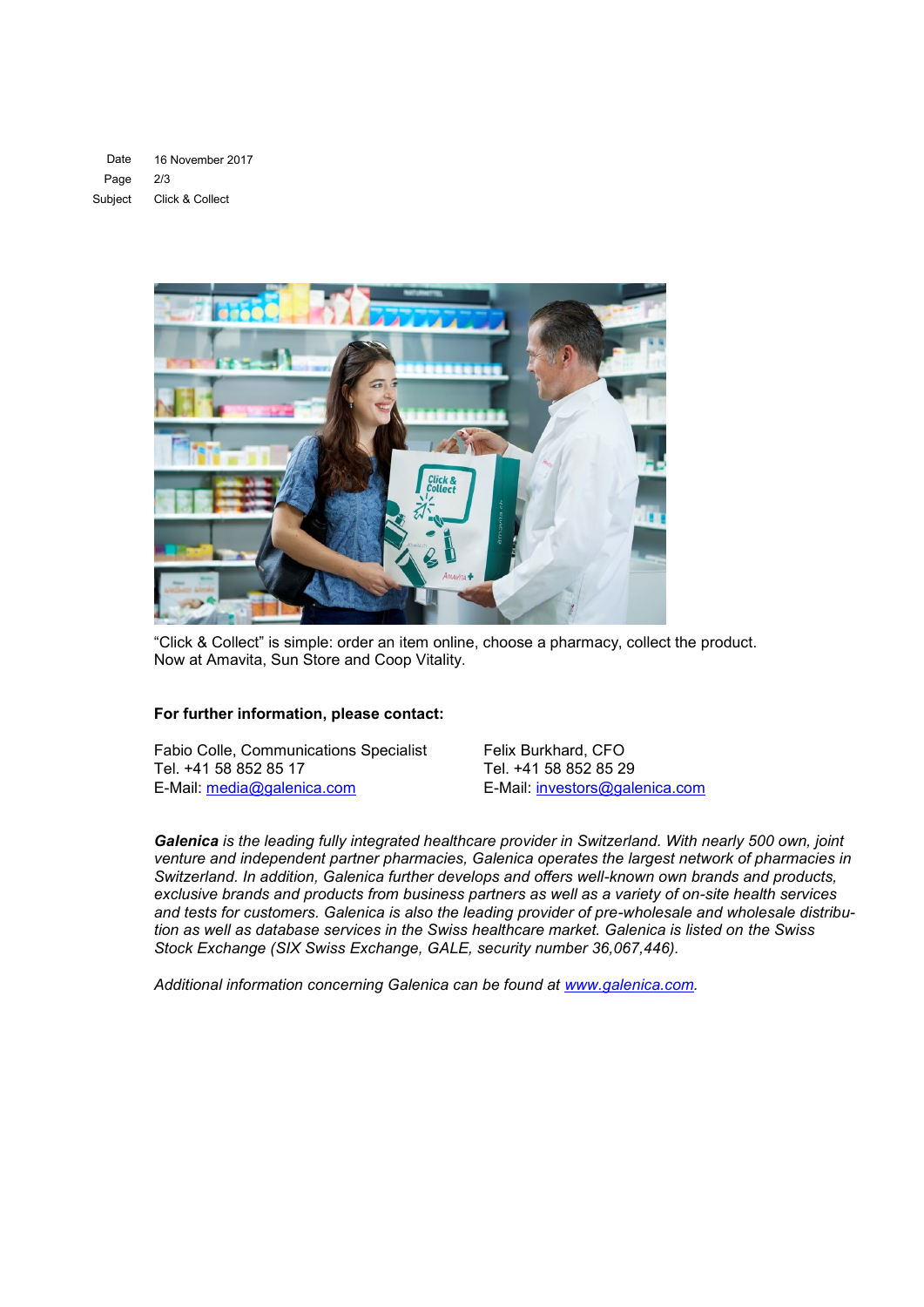Date 16 November 2017
Subject Click & Collect

"Click & Collect" is simple: order an item online, choose a pharmacy, collect the product.
Now at Amavita, Sun Store and Coop Vitality.

**For further information, please contact:**

Fabio Colle, Communications Specialist
Tel. +41 58 852 85 17
E-Mail: media@galenica.com

Felix Burkhard, CFO
Tel. +41 58 852 85 29
E-Mail: investors@galenica.com

***Galenica** is the leading fully integrated healthcare provider in Switzerland. With nearly 500 own, joint venture and independent partner pharmacies, Galenica operates the largest network of pharmacies in Switzerland. In addition, Galenica further develops and offers well-known own brands and products, exclusive brands and products from business partners as well as a variety of on-site health services and tests for customers. Galenica is also the leading provider of pre-wholesale and wholesale distribution as well as database services in the Swiss healthcare market. Galenica is listed on the Swiss Stock Exchange (SIX Swiss Exchange, GALE, security number 36,067,446).*

*Additional information concerning Galenica can be found at www.galenica.com.*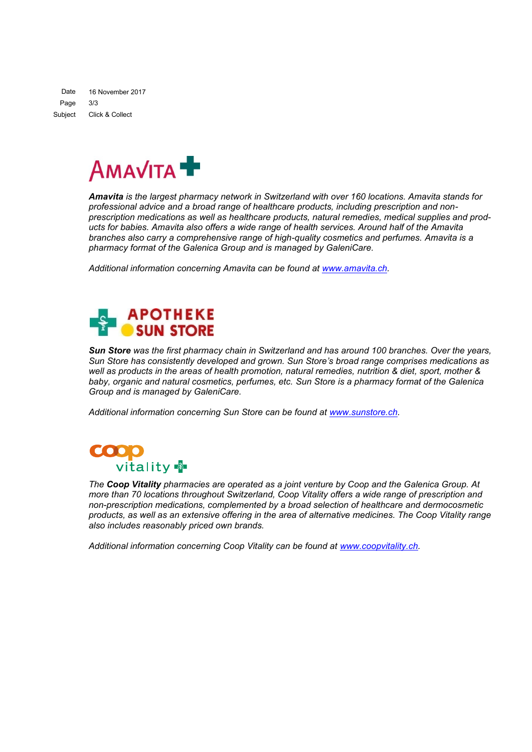AMAVITA

***Amavita** is the largest pharmacy network in Switzerland with over 160 locations. Amavita stands for professional advice and a broad range of healthcare products, including prescription and non-prescription medications as well as healthcare products, natural remedies, medical supplies and products for babies. Amavita also offers a wide range of health services. Around half of the Amavita branches also carry a comprehensive range of high-quality cosmetics and perfumes. Amavita is a pharmacy format of the Galenica Group and is managed by GaleniCare.*

*Additional information concerning Amavita can be found at [www.amavita.ch](http://www.amavita.ch).*

APOTHEKE SUN STORE

***Sun Store** was the first pharmacy chain in Switzerland and has around 100 branches. Over the years, Sun Store has consistently developed and grown. Sun Store's broad range comprises medications as well as products in the areas of health promotion, natural remedies, nutrition & diet, sport, mother & baby, organic and natural cosmetics, perfumes, etc. Sun Store is a pharmacy format of the Galenica Group and is managed by GaleniCare.*

*Additional information concerning Sun Store can be found at [www.sunstore.ch](http://www.sunstore.ch).*

coop vitality

*The **Coop Vitality** pharmacies are operated as a joint venture by Coop and the Galenica Group. At more than 70 locations throughout Switzerland, Coop Vitality offers a wide range of prescription and non-prescription medications, complemented by a broad selection of healthcare and dermocosmetic products, as well as an extensive offering in the area of alternative medicines. The Coop Vitality range also includes reasonably priced own brands.*

*Additional information concerning Coop Vitality can be found at [www.coopvitality.ch](http://www.coopvitality.ch).*